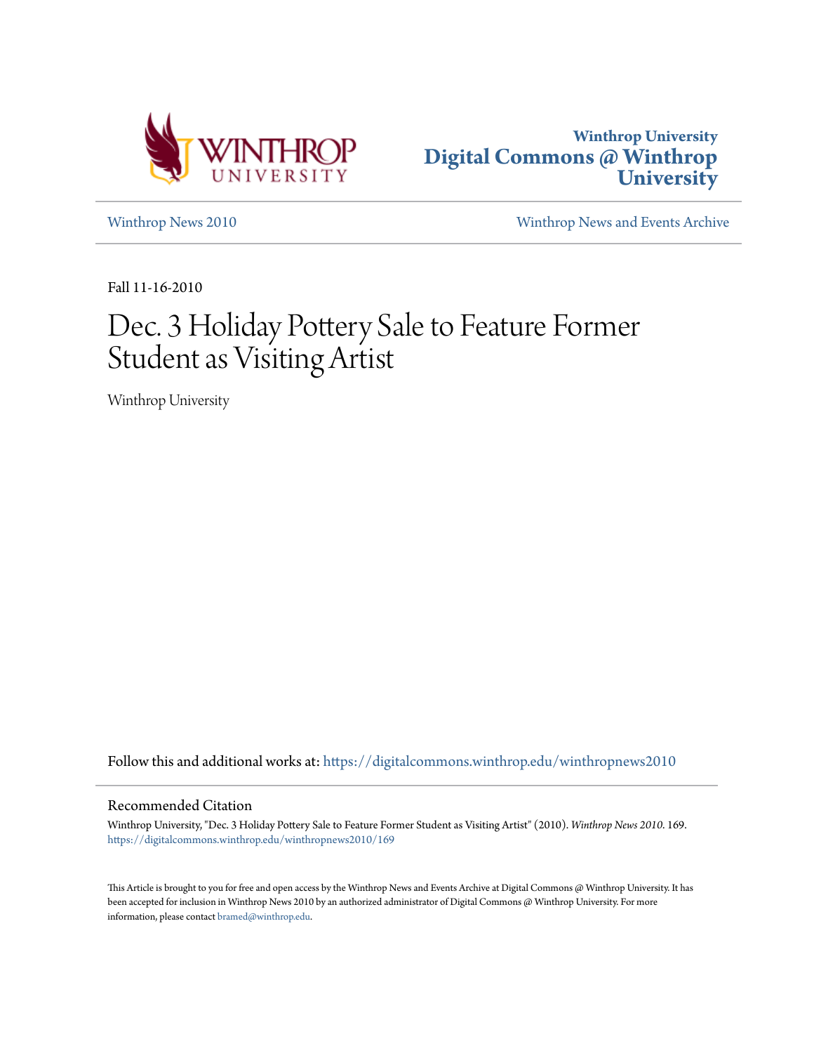Winthrop University
# Digital Commons @ Winthrop University

Winthrop News 2010

Winthrop News and Events Archive

Fall 11-16-2010

# Dec. 3 Holiday Pottery Sale to Feature Former Student as Visiting Artist

Winthrop University

Follow this and additional works at: https://digitalcommons.winthrop.edu/winthropnews2010

## Recommended Citation

Winthrop University, "Dec. 3 Holiday Pottery Sale to Feature Former Student as Visiting Artist" (2010). *Winthrop News 2010*. 169.
https://digitalcommons.winthrop.edu/winthropnews2010/169

This Article is brought to you for free and open access by the Winthrop News and Events Archive at Digital Commons @ Winthrop University. It has been accepted for inclusion in Winthrop News 2010 by an authorized administrator of Digital Commons @ Winthrop University. For more information, please contact bramed@winthrop.edu.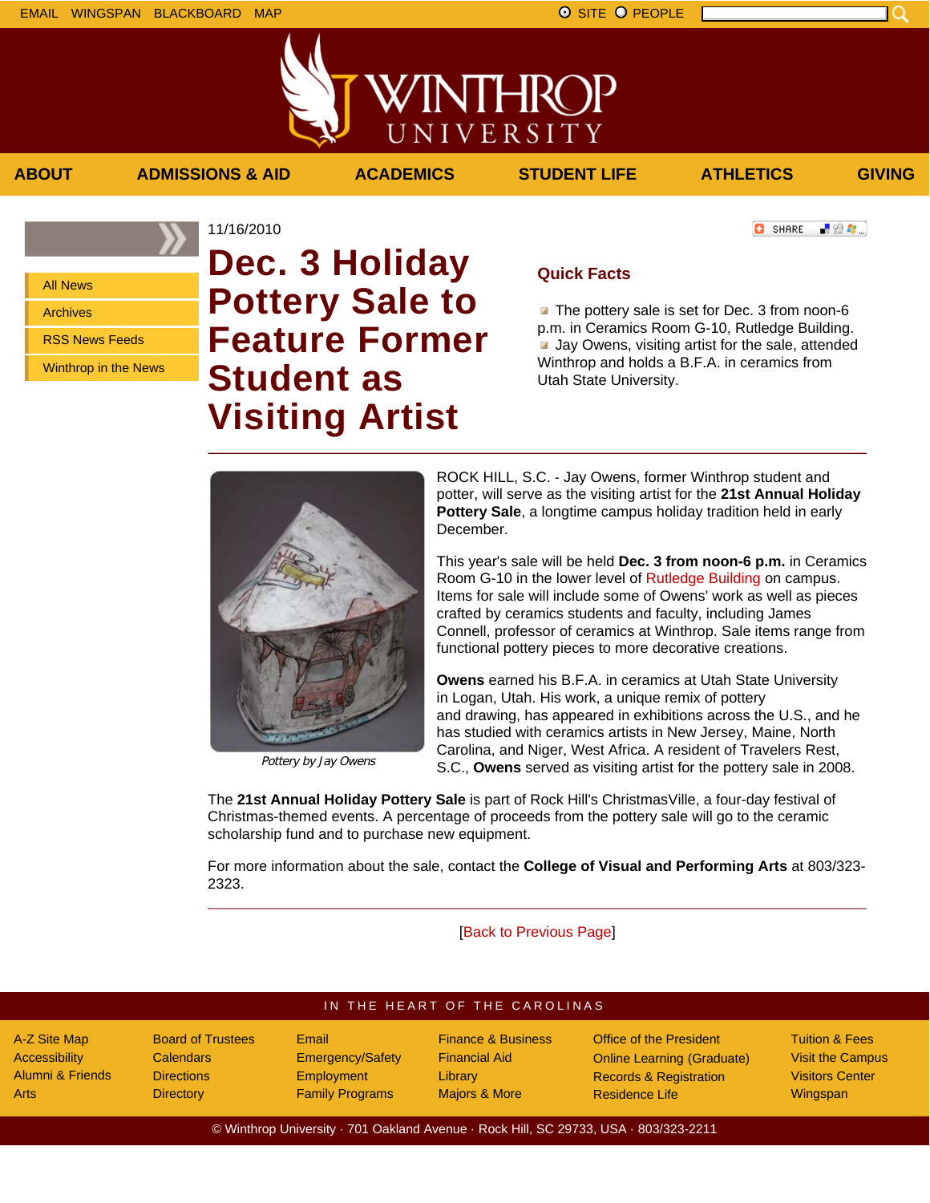EMAIL WINGSPAN BLACKBOARD MAP

SITE PEOPLE

WINTHROP UNIVERSITY

ABOUT | ADMISSIONS & AID | ACADEMICS | STUDENT LIFE | ATHLETICS | GIVING

- All News
- Archives
- RSS News Feeds
- Winthrop in the News

11/16/2010

SHARE

# Dec. 3 Holiday Pottery Sale to Feature Former Student as Visiting Artist

## Quick Facts

- The pottery sale is set for Dec. 3 from noon-6 p.m. in Ceramics Room G-10, Rutledge Building.
- Jay Owens, visiting artist for the sale, attended Winthrop and holds a B.F.A. in ceramics from Utah State University.

*Pottery by Jay Owens*

ROCK HILL, S.C. - Jay Owens, former Winthrop student and potter, will serve as the visiting artist for the **21st Annual Holiday Pottery Sale**, a longtime campus holiday tradition held in early December.

This year's sale will be held **Dec. 3 from noon-6 p.m.** in Ceramics Room G-10 in the lower level of Rutledge Building on campus. Items for sale will include some of Owens' work as well as pieces crafted by ceramics students and faculty, including James Connell, professor of ceramics at Winthrop. Sale items range from functional pottery pieces to more decorative creations.

**Owens** earned his B.F.A. in ceramics at Utah State University in Logan, Utah. His work, a unique remix of pottery and drawing, has appeared in exhibitions across the U.S., and he has studied with ceramics artists in New Jersey, Maine, North Carolina, and Niger, West Africa. A resident of Travelers Rest, S.C., **Owens** served as visiting artist for the pottery sale in 2008.

The **21st Annual Holiday Pottery Sale** is part of Rock Hill's ChristmasVille, a four-day festival of Christmas-themed events. A percentage of proceeds from the pottery sale will go to the ceramic scholarship fund and to purchase new equipment.

For more information about the sale, contact the **College of Visual and Performing Arts** at 803/323-2323.

[Back to Previous Page]

IN THE HEART OF THE CAROLINAS

| | | | | | |
|---|---|---|---|---|---|
| A-Z Site Map | Board of Trustees | Email | Finance & Business | Office of the President | Tuition & Fees |
| Accessibility | Calendars | Emergency/Safety | Financial Aid | Online Learning (Graduate) | Visit the Campus |
| Alumni & Friends | Directions | Employment | Library | Records & Registration | Visitors Center |
| Arts | Directory | Family Programs | Majors & More | Residence Life | Wingspan |

© Winthrop University · 701 Oakland Avenue · Rock Hill, SC 29733, USA · 803/323-2211